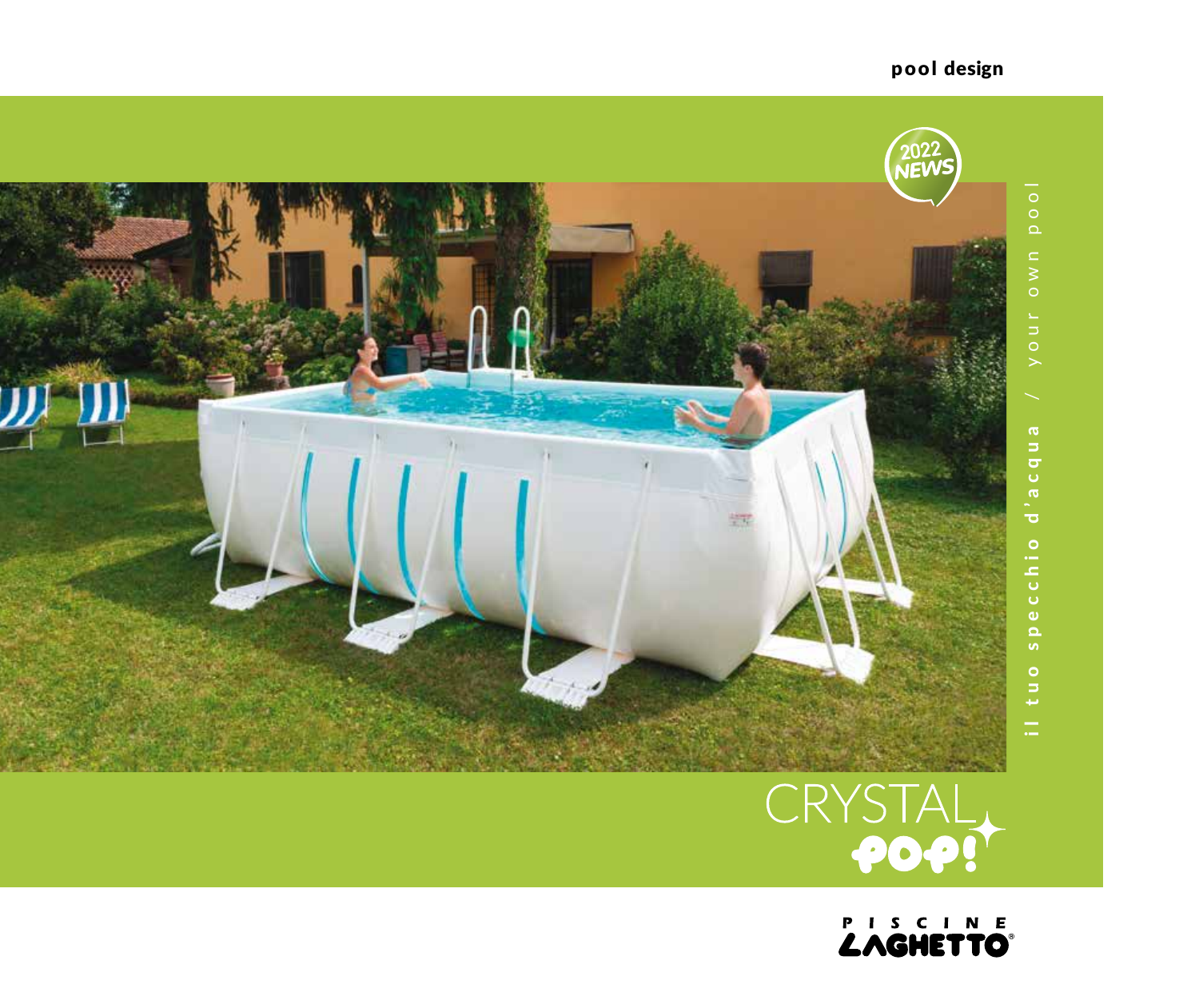pool design

2022 NEWS

il tuo specchio d'acqua / your own pool

# CRYSTAL POP!

PISCINE LAGHETTO®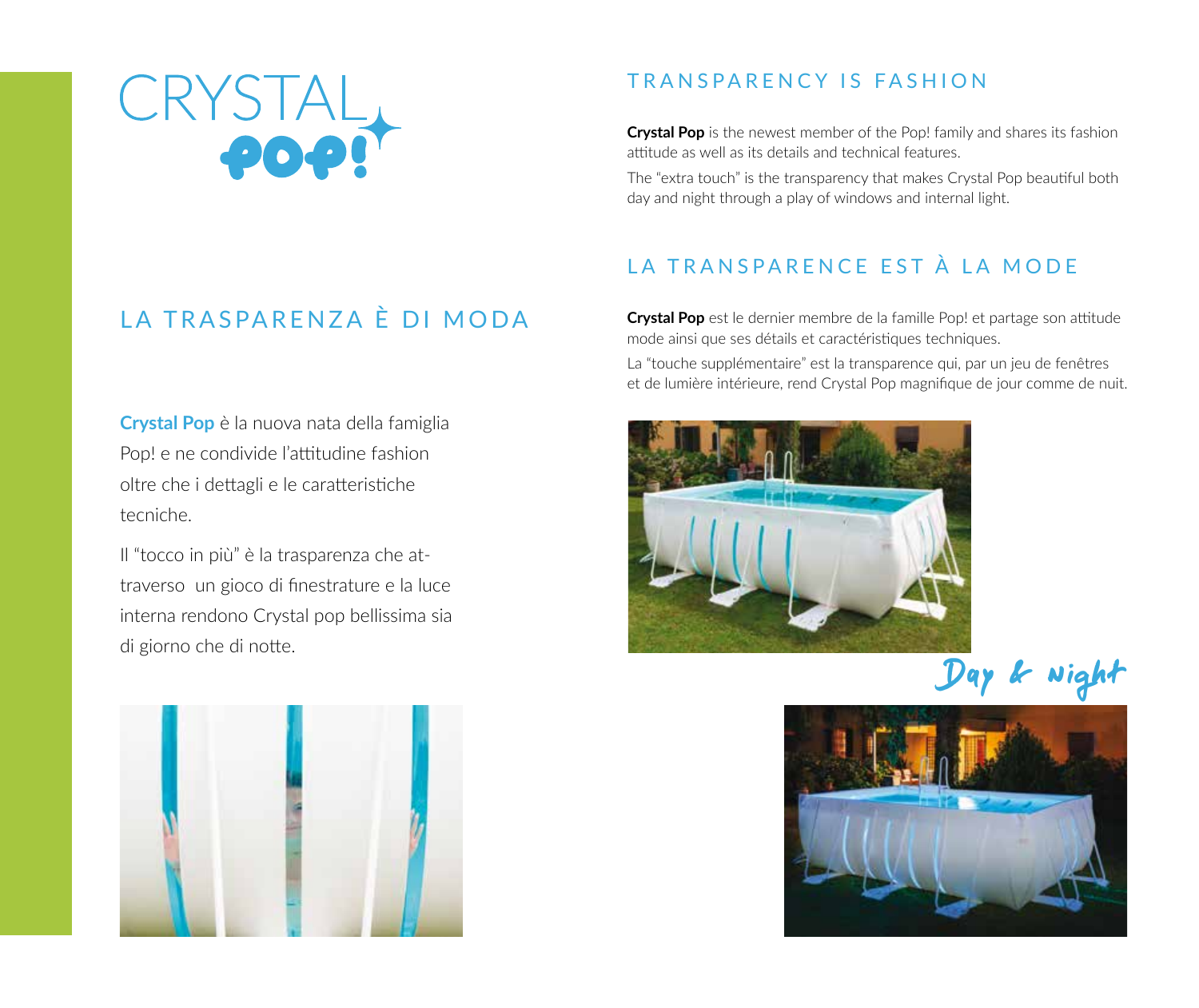# CRYSTAL POP!

## LA TRASPARENZA È DI MODA

**Crystal Pop** è la nuova nata della famiglia Pop! e ne condivide l'attitudine fashion oltre che i dettagli e le caratteristiche tecniche.

Il "tocco in più" è la trasparenza che attraverso un gioco di finestrature e la luce interna rendono Crystal pop bellissima sia di giorno che di notte.

## TRANSPARENCY IS FASHION

**Crystal Pop** is the newest member of the Pop! family and shares its fashion attitude as well as its details and technical features.

The "extra touch" is the transparency that makes Crystal Pop beautiful both day and night through a play of windows and internal light.

## LA TRANSPARENCE EST À LA MODE

**Crystal Pop** est le dernier membre de la famille Pop! et partage son attitude mode ainsi que ses détails et caractéristiques techniques.

La "touche supplémentaire" est la transparence qui, par un jeu de fenêtres et de lumière intérieure, rend Crystal Pop magnifique de jour comme de nuit.

Day & Night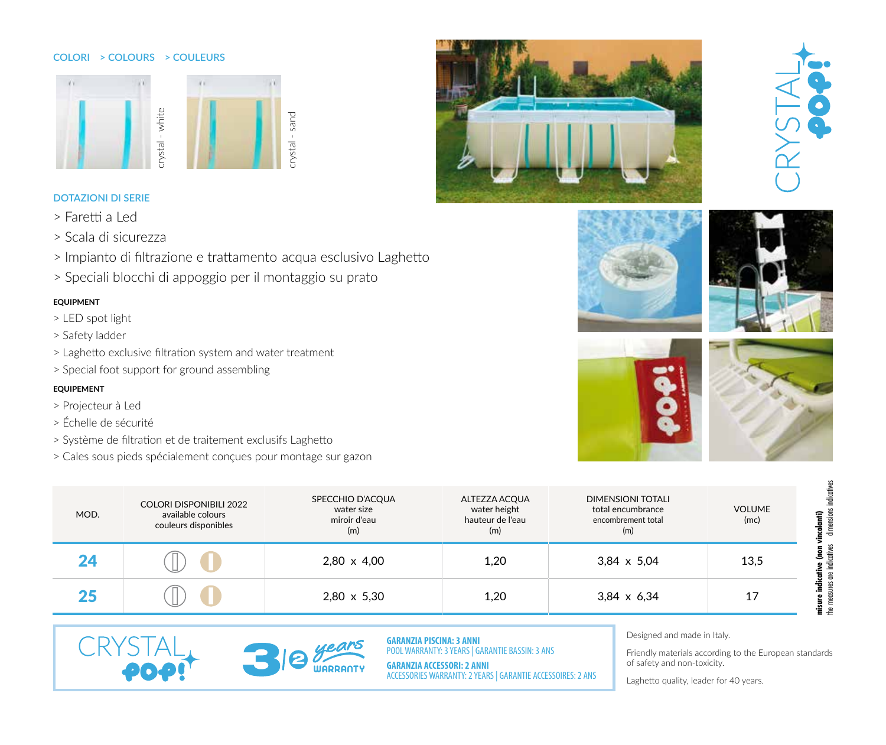**COLORI > COLOURS > COULEURS**

crystal - white

crystal - sand

CRYSTAL POP!

### DOTAZIONI DI SERIE

> Faretti a Led
> Scala di sicurezza
> Impianto di filtrazione e trattamento acqua esclusivo Laghetto
> Speciali blocchi di appoggio per il montaggio su prato

#### EQUIPMENT

> LED spot light
> Safety ladder
> Laghetto exclusive filtration system and water treatment
> Special foot support for ground assembling

#### EQUIPEMENT

> Projecteur à Led
> Échelle de sécurité
> Système de filtration et de traitement exclusifs Laghetto
> Cales sous pieds spécialement conçues pour montage sur gazon

| MOD. | COLORI DISPONIBILI 2022 available colours couleurs disponibles | SPECCHIO D'ACQUA water size miroir d'eau (m) | ALTEZZA ACQUA water height hauteur de l'eau (m) | DIMENSIONI TOTALI total encumbrance encombrement total (m) | VOLUME (mc) |
|---|---|---|---|---|---|
| **24** | white, sand | 2,80 x 4,00 | 1,20 | 3,84 x 5,04 | 13,5 |
| **25** | white, sand | 2,80 x 5,30 | 1,20 | 3,84 x 6,34 | 17 |

**misure indicative (non vincolanti)** the measures are indicatives dimensions indicatives

CRYSTAL POP!

3 | 2 years WARRANTY

**GARANZIA PISCINA: 3 ANNI**
POOL WARRANTY: 3 YEARS | GARANTIE BASSIN: 3 ANS

**GARANZIA ACCESSORI: 2 ANNI**
ACCESSORIES WARRANTY: 2 YEARS | GARANTIE ACCESSOIRES: 2 ANS

Designed and made in Italy.

Friendly materials according to the European standards of safety and non-toxicity.

Laghetto quality, leader for 40 years.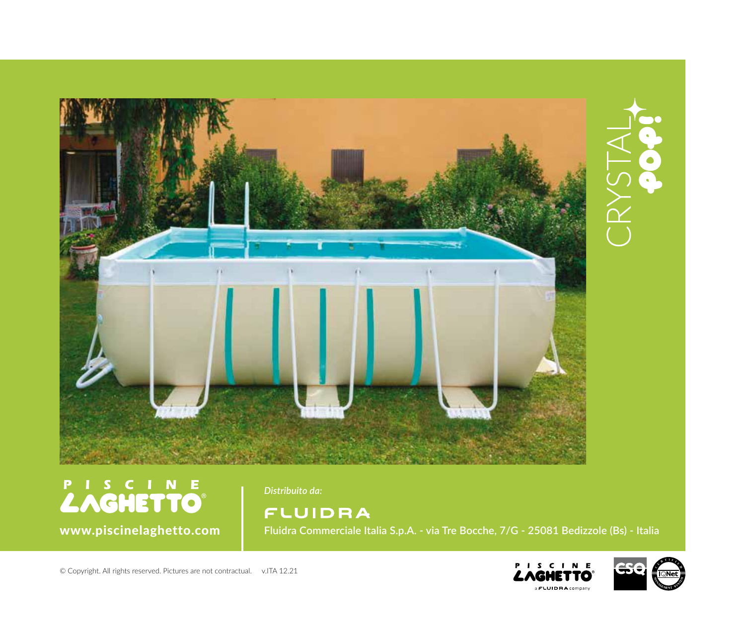CRYSTAL POP!

PISCINE LAGHETTO®

www.piscinelaghetto.com

*Distribuito da:*

FLUIDRA

Fluidra Commerciale Italia S.p.A. - via Tre Bocche, 7/G - 25081 Bedizzole (Bs) - Italia

© Copyright. All rights reserved. Pictures are not contractual. v.ITA 12.21

PISCINE LAGHETTO® a FLUIDRA company